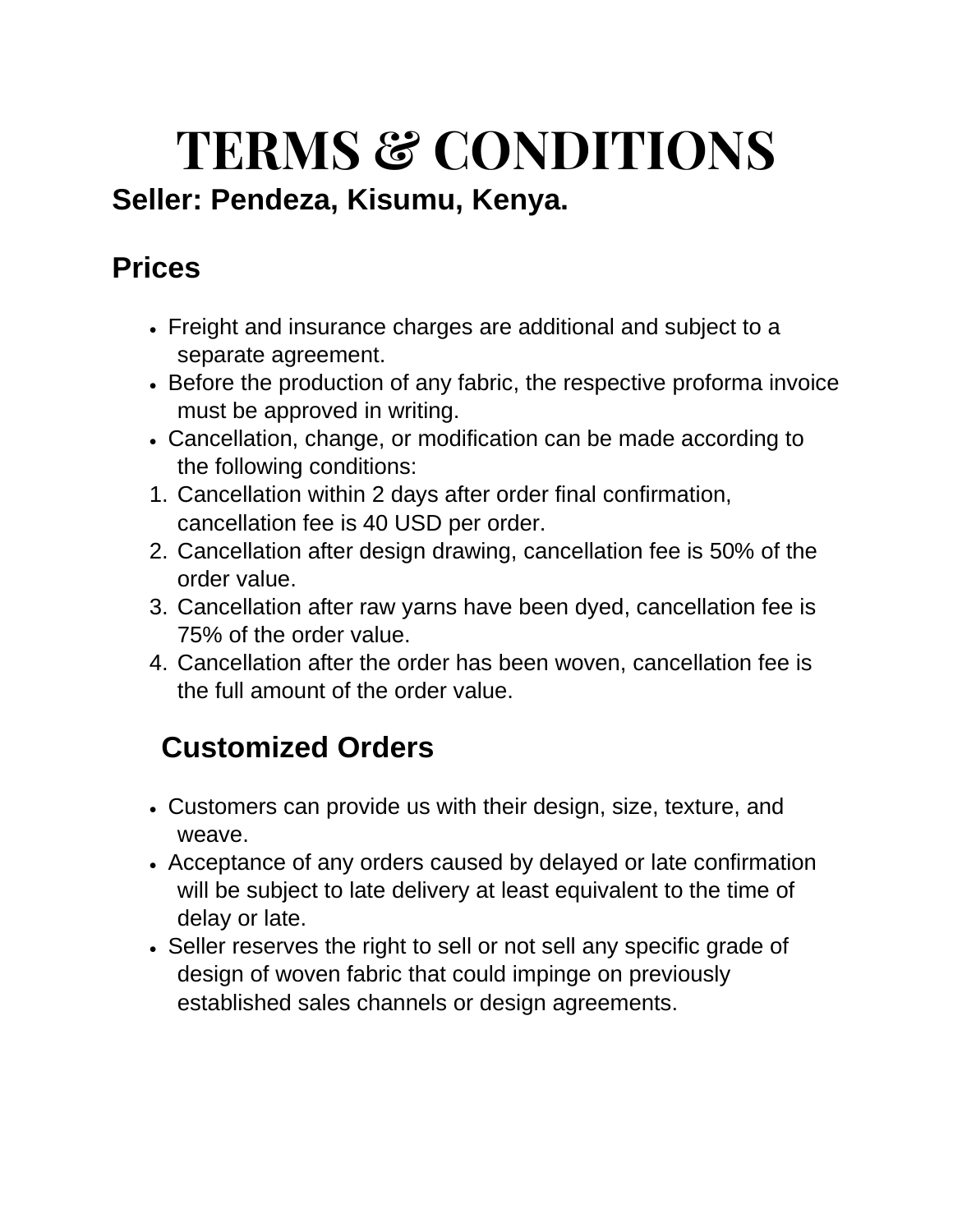# TERMS & CONDITIONS

**Seller: Pendeza, Kisumu, Kenya.**

## Prices

- Freight and insurance charges are additional and subject to a separate agreement.
- Before the production of any fabric, the respective proforma invoice must be approved in writing.
- Cancellation, change, or modification can be made according to the following conditions:

1. Cancellation within 2 days after order final confirmation, cancellation fee is 40 USD per order.
2. Cancellation after design drawing, cancellation fee is 50% of the order value.
3. Cancellation after raw yarns have been dyed, cancellation fee is 75% of the order value.
4. Cancellation after the order has been woven, cancellation fee is the full amount of the order value.

## Customized Orders

- Customers can provide us with their design, size, texture, and weave.
- Acceptance of any orders caused by delayed or late confirmation will be subject to late delivery at least equivalent to the time of delay or late.
- Seller reserves the right to sell or not sell any specific grade of design of woven fabric that could impinge on previously established sales channels or design agreements.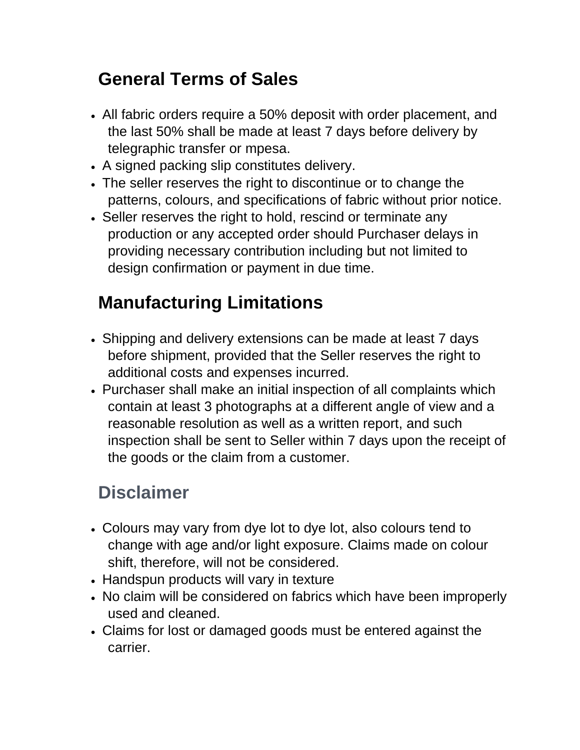## General Terms of Sales

- All fabric orders require a 50% deposit with order placement, and the last 50% shall be made at least 7 days before delivery by telegraphic transfer or mpesa.
- A signed packing slip constitutes delivery.
- The seller reserves the right to discontinue or to change the patterns, colours, and specifications of fabric without prior notice.
- Seller reserves the right to hold, rescind or terminate any production or any accepted order should Purchaser delays in providing necessary contribution including but not limited to design confirmation or payment in due time.

## Manufacturing Limitations

- Shipping and delivery extensions can be made at least 7 days before shipment, provided that the Seller reserves the right to additional costs and expenses incurred.
- Purchaser shall make an initial inspection of all complaints which contain at least 3 photographs at a different angle of view and a reasonable resolution as well as a written report, and such inspection shall be sent to Seller within 7 days upon the receipt of the goods or the claim from a customer.

## Disclaimer

- Colours may vary from dye lot to dye lot, also colours tend to change with age and/or light exposure. Claims made on colour shift, therefore, will not be considered.
- Handspun products will vary in texture
- No claim will be considered on fabrics which have been improperly used and cleaned.
- Claims for lost or damaged goods must be entered against the carrier.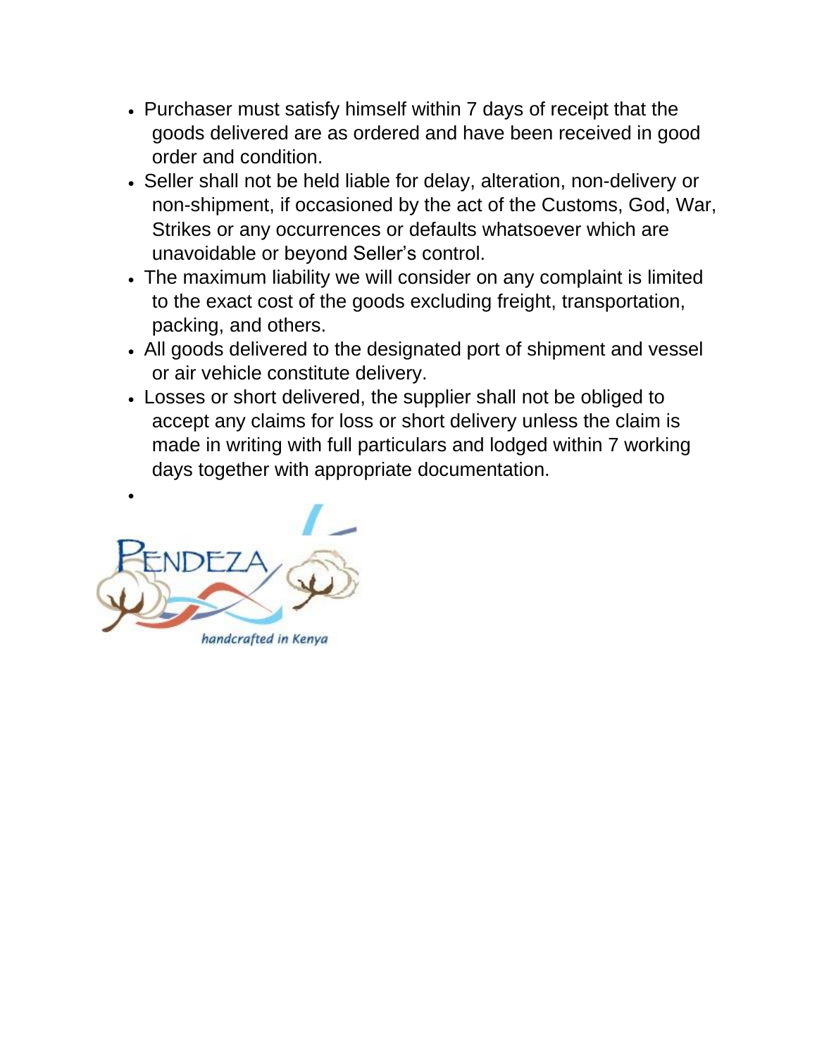- Purchaser must satisfy himself within 7 days of receipt that the goods delivered are as ordered and have been received in good order and condition.
- Seller shall not be held liable for delay, alteration, non-delivery or non-shipment, if occasioned by the act of the Customs, God, War, Strikes or any occurrences or defaults whatsoever which are unavoidable or beyond Seller's control.
- The maximum liability we will consider on any complaint is limited to the exact cost of the goods excluding freight, transportation, packing, and others.
- All goods delivered to the designated port of shipment and vessel or air vehicle constitute delivery.
- Losses or short delivered, the supplier shall not be obliged to accept any claims for loss or short delivery unless the claim is made in writing with full particulars and lodged within 7 working days together with appropriate documentation.

PENDEZA

*handcrafted in Kenya*